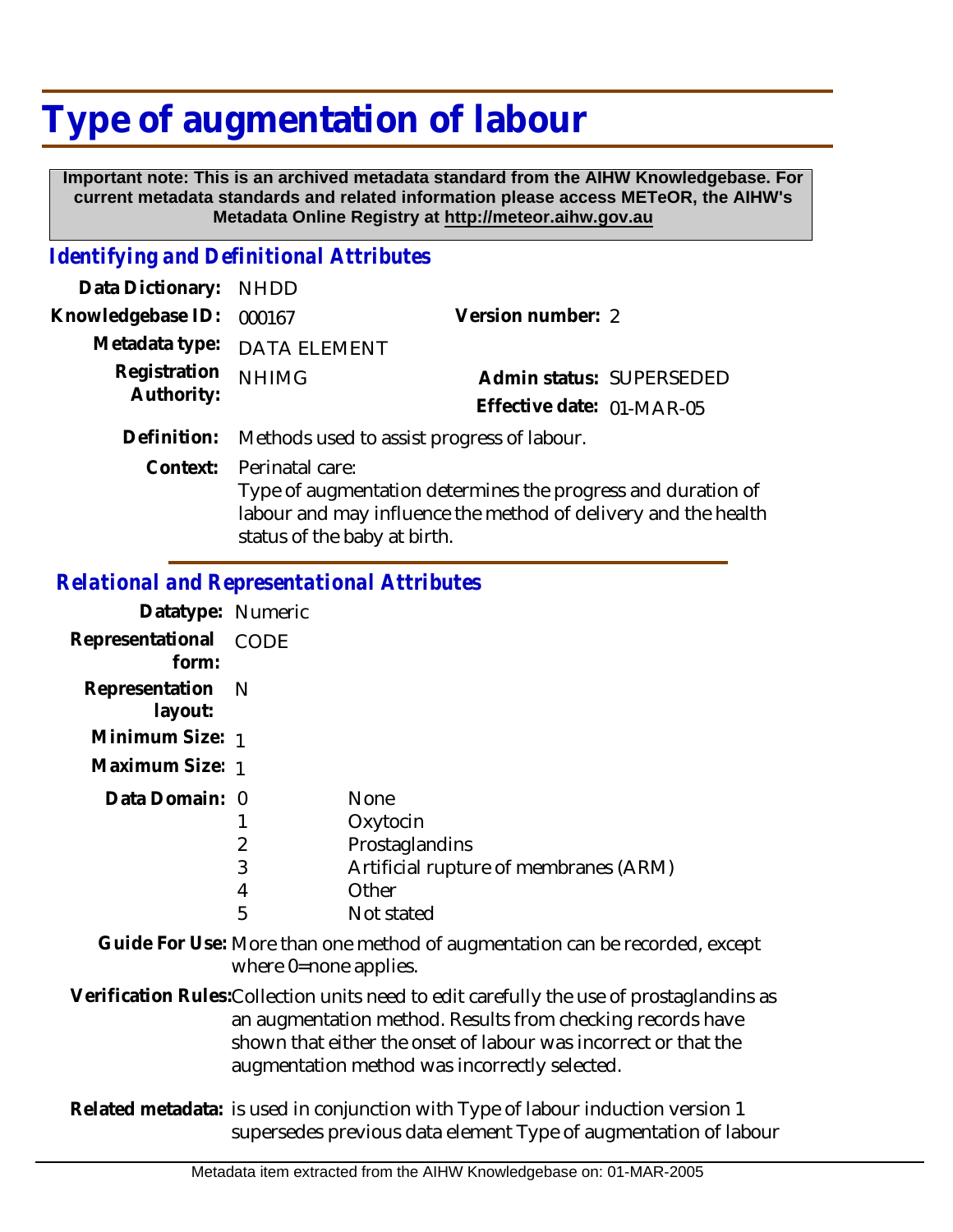# Type of augmentation of labour

**Important note: This is an archived metadata standard from the AIHW Knowledgebase. For current metadata standards and related information please access METeOR, the AIHW's Metadata Online Registry at http://meteor.aihw.gov.au**

## Identifying and Definitional Attributes

**Data Dictionary:** NHDD

**Knowledgebase ID:** 000167

**Version number:** 2

**Metadata type:** DATA ELEMENT

**Registration Authority:** NHIMG

**Admin status:** SUPERSEDED

**Effective date:** 01-MAR-05

**Definition:** Methods used to assist progress of labour.

**Context:** Perinatal care:
Type of augmentation determines the progress and duration of labour and may influence the method of delivery and the health status of the baby at birth.

## Relational and Representational Attributes

**Datatype:** Numeric

**Representational form:** CODE

**Representation layout:** N

**Minimum Size:** 1

**Maximum Size:** 1

**Data Domain:**

| Code | Description |
|---|---|
| 0 | None |
| 1 | Oxytocin |
| 2 | Prostaglandins |
| 3 | Artificial rupture of membranes (ARM) |
| 4 | Other |
| 5 | Not stated |

**Guide For Use:** More than one method of augmentation can be recorded, except where 0=none applies.

**Verification Rules:** Collection units need to edit carefully the use of prostaglandins as an augmentation method. Results from checking records have shown that either the onset of labour was incorrect or that the augmentation method was incorrectly selected.

**Related metadata:** is used in conjunction with Type of labour induction version 1
supersedes previous data element Type of augmentation of labour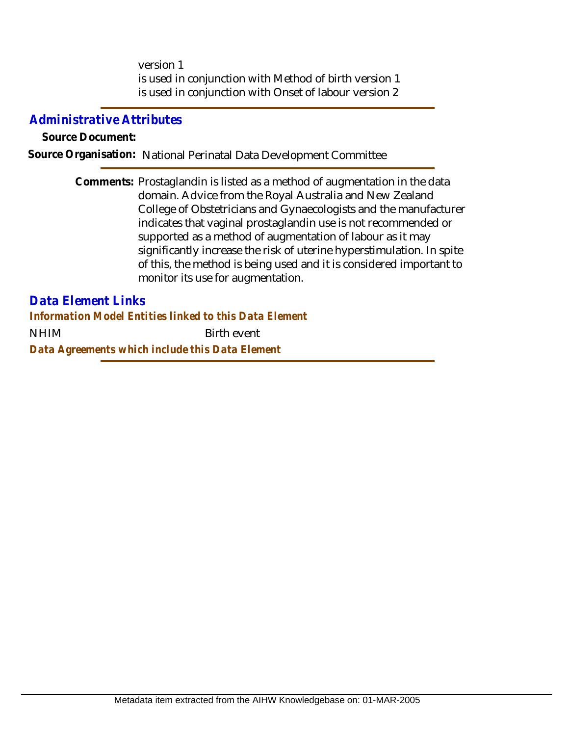version 1
is used in conjunction with Method of birth version 1
is used in conjunction with Onset of labour version 2

## Administrative Attributes

**Source Document:**

**Source Organisation:** National Perinatal Data Development Committee

**Comments:** Prostaglandin is listed as a method of augmentation in the data domain. Advice from the Royal Australia and New Zealand College of Obstetricians and Gynaecologists and the manufacturer indicates that vaginal prostaglandin use is not recommended or supported as a method of augmentation of labour as it may significantly increase the risk of uterine hyperstimulation. In spite of this, the method is being used and it is considered important to monitor its use for augmentation.

## Data Element Links

### Information Model Entities linked to this Data Element

| | |
|---|---|
| NHIM | Birth event |

### Data Agreements which include this Data Element

Metadata item extracted from the AIHW Knowledgebase on: 01-MAR-2005